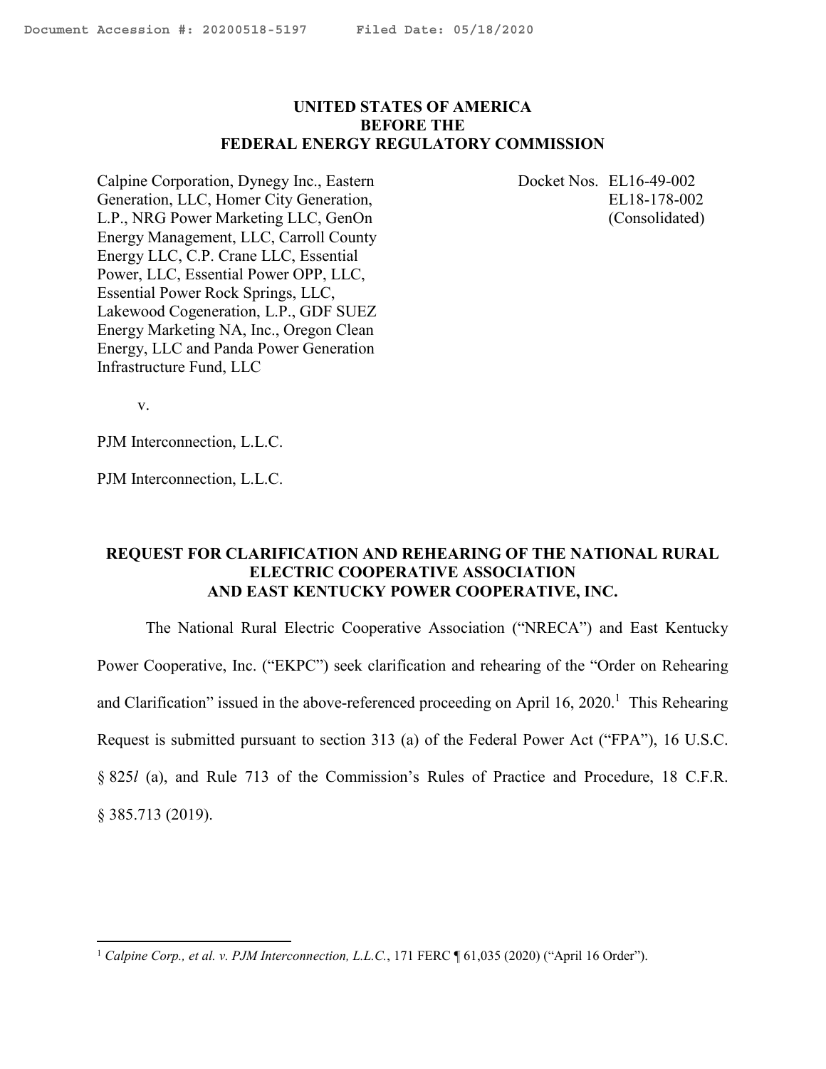**UNITED STATES OF AMERICA**
**BEFORE THE**
**FEDERAL ENERGY REGULATORY COMMISSION**

Calpine Corporation, Dynegy Inc., Eastern Generation, LLC, Homer City Generation, L.P., NRG Power Marketing LLC, GenOn Energy Management, LLC, Carroll County Energy LLC, C.P. Crane LLC, Essential Power, LLC, Essential Power OPP, LLC, Essential Power Rock Springs, LLC, Lakewood Cogeneration, L.P., GDF SUEZ Energy Marketing NA, Inc., Oregon Clean Energy, LLC and Panda Power Generation Infrastructure Fund, LLC

v.

PJM Interconnection, L.L.C.

PJM Interconnection, L.L.C.

Docket Nos. EL16-49-002
EL18-178-002
(Consolidated)

**REQUEST FOR CLARIFICATION AND REHEARING OF THE NATIONAL RURAL ELECTRIC COOPERATIVE ASSOCIATION AND EAST KENTUCKY POWER COOPERATIVE, INC.**

The National Rural Electric Cooperative Association ("NRECA") and East Kentucky Power Cooperative, Inc. ("EKPC") seek clarification and rehearing of the "Order on Rehearing and Clarification" issued in the above-referenced proceeding on April 16, 2020.[1] This Rehearing Request is submitted pursuant to section 313 (a) of the Federal Power Act ("FPA"), 16 U.S.C. § 825*l* (a), and Rule 713 of the Commission's Rules of Practice and Procedure, 18 C.F.R. § 385.713 (2019).

---

[1] *Calpine Corp., et al. v. PJM Interconnection, L.L.C.*, 171 FERC ¶ 61,035 (2020) ("April 16 Order").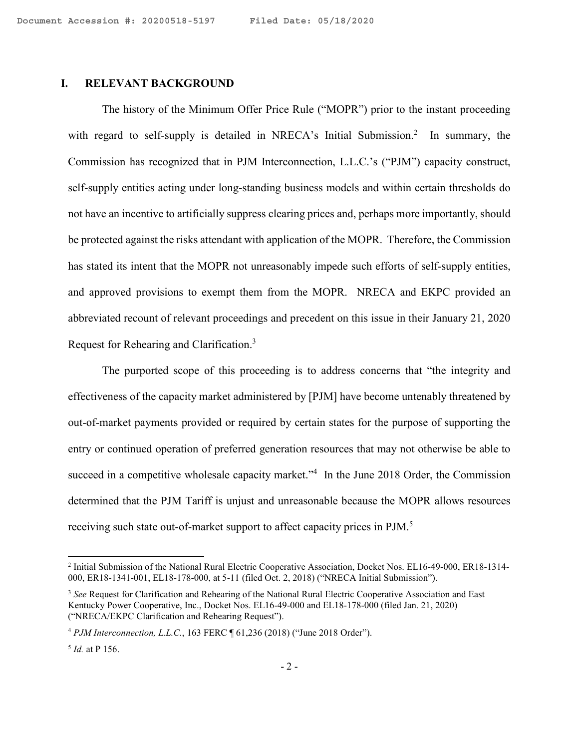## I. RELEVANT BACKGROUND

The history of the Minimum Offer Price Rule ("MOPR") prior to the instant proceeding with regard to self-supply is detailed in NRECA's Initial Submission.[2] In summary, the Commission has recognized that in PJM Interconnection, L.L.C.'s ("PJM") capacity construct, self-supply entities acting under long-standing business models and within certain thresholds do not have an incentive to artificially suppress clearing prices and, perhaps more importantly, should be protected against the risks attendant with application of the MOPR. Therefore, the Commission has stated its intent that the MOPR not unreasonably impede such efforts of self-supply entities, and approved provisions to exempt them from the MOPR. NRECA and EKPC provided an abbreviated recount of relevant proceedings and precedent on this issue in their January 21, 2020 Request for Rehearing and Clarification.[3]

The purported scope of this proceeding is to address concerns that "the integrity and effectiveness of the capacity market administered by [PJM] have become untenably threatened by out-of-market payments provided or required by certain states for the purpose of supporting the entry or continued operation of preferred generation resources that may not otherwise be able to succeed in a competitive wholesale capacity market."[4] In the June 2018 Order, the Commission determined that the PJM Tariff is unjust and unreasonable because the MOPR allows resources receiving such state out-of-market support to affect capacity prices in PJM.[5]

---

[2] Initial Submission of the National Rural Electric Cooperative Association, Docket Nos. EL16-49-000, ER18-1314-000, ER18-1341-001, EL18-178-000, at 5-11 (filed Oct. 2, 2018) ("NRECA Initial Submission").

[3] *See* Request for Clarification and Rehearing of the National Rural Electric Cooperative Association and East Kentucky Power Cooperative, Inc., Docket Nos. EL16-49-000 and EL18-178-000 (filed Jan. 21, 2020) ("NRECA/EKPC Clarification and Rehearing Request").

[4] *PJM Interconnection, L.L.C.*, 163 FERC ¶ 61,236 (2018) ("June 2018 Order").

[5] *Id.* at P 156.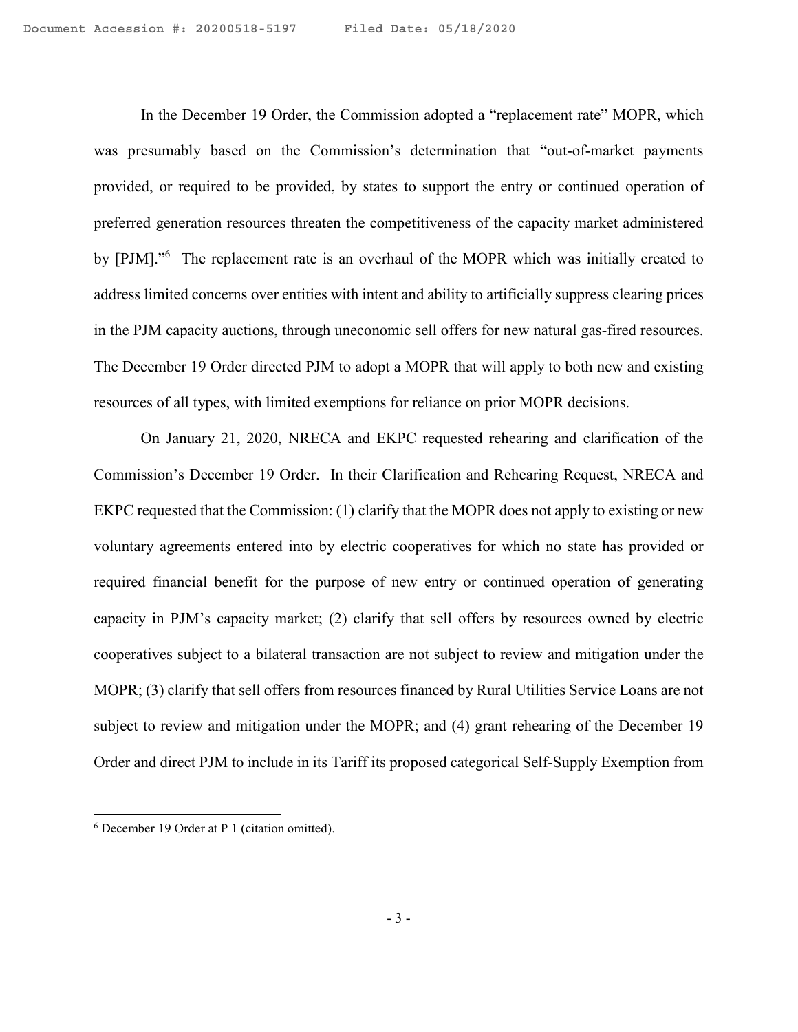In the December 19 Order, the Commission adopted a "replacement rate" MOPR, which was presumably based on the Commission's determination that "out-of-market payments provided, or required to be provided, by states to support the entry or continued operation of preferred generation resources threaten the competitiveness of the capacity market administered by [PJM]."[6] The replacement rate is an overhaul of the MOPR which was initially created to address limited concerns over entities with intent and ability to artificially suppress clearing prices in the PJM capacity auctions, through uneconomic sell offers for new natural gas-fired resources. The December 19 Order directed PJM to adopt a MOPR that will apply to both new and existing resources of all types, with limited exemptions for reliance on prior MOPR decisions.

On January 21, 2020, NRECA and EKPC requested rehearing and clarification of the Commission's December 19 Order. In their Clarification and Rehearing Request, NRECA and EKPC requested that the Commission: (1) clarify that the MOPR does not apply to existing or new voluntary agreements entered into by electric cooperatives for which no state has provided or required financial benefit for the purpose of new entry or continued operation of generating capacity in PJM's capacity market; (2) clarify that sell offers by resources owned by electric cooperatives subject to a bilateral transaction are not subject to review and mitigation under the MOPR; (3) clarify that sell offers from resources financed by Rural Utilities Service Loans are not subject to review and mitigation under the MOPR; and (4) grant rehearing of the December 19 Order and direct PJM to include in its Tariff its proposed categorical Self-Supply Exemption from

[6] December 19 Order at P 1 (citation omitted).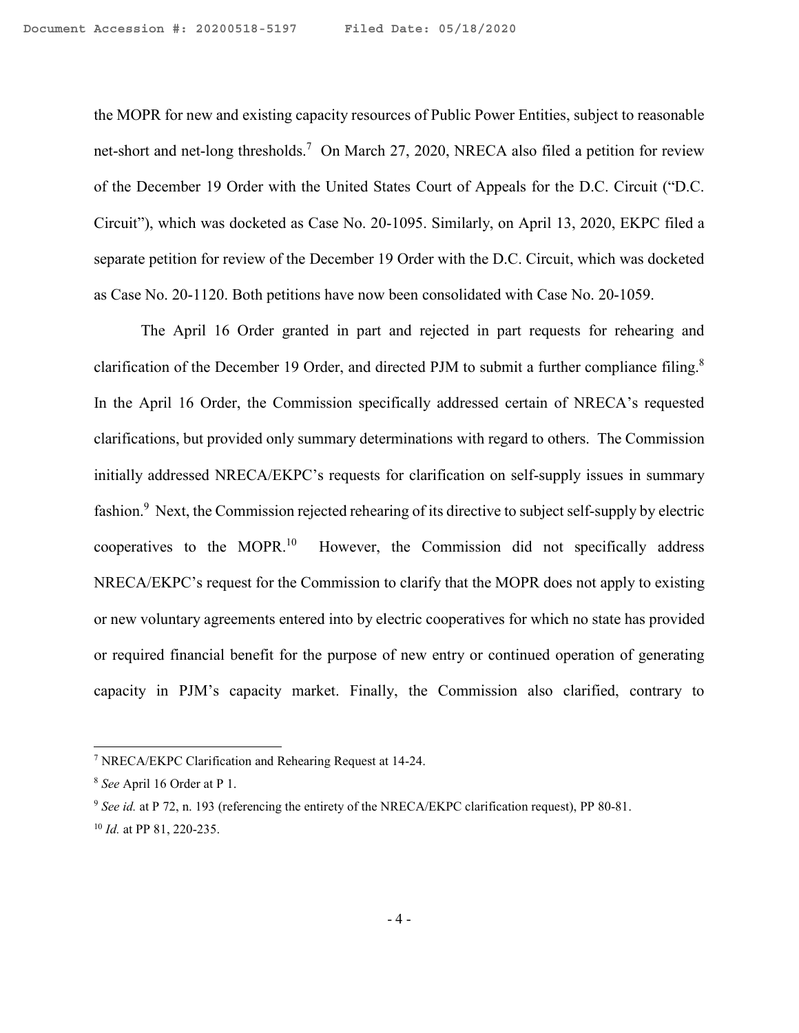the MOPR for new and existing capacity resources of Public Power Entities, subject to reasonable net-short and net-long thresholds.[7] On March 27, 2020, NRECA also filed a petition for review of the December 19 Order with the United States Court of Appeals for the D.C. Circuit ("D.C. Circuit"), which was docketed as Case No. 20-1095. Similarly, on April 13, 2020, EKPC filed a separate petition for review of the December 19 Order with the D.C. Circuit, which was docketed as Case No. 20-1120. Both petitions have now been consolidated with Case No. 20-1059.

The April 16 Order granted in part and rejected in part requests for rehearing and clarification of the December 19 Order, and directed PJM to submit a further compliance filing.[8] In the April 16 Order, the Commission specifically addressed certain of NRECA's requested clarifications, but provided only summary determinations with regard to others. The Commission initially addressed NRECA/EKPC's requests for clarification on self-supply issues in summary fashion.[9] Next, the Commission rejected rehearing of its directive to subject self-supply by electric cooperatives to the MOPR.[10] However, the Commission did not specifically address NRECA/EKPC's request for the Commission to clarify that the MOPR does not apply to existing or new voluntary agreements entered into by electric cooperatives for which no state has provided or required financial benefit for the purpose of new entry or continued operation of generating capacity in PJM's capacity market. Finally, the Commission also clarified, contrary to

---

[7] NRECA/EKPC Clarification and Rehearing Request at 14-24.

[8] *See* April 16 Order at P 1.

[9] *See id.* at P 72, n. 193 (referencing the entirety of the NRECA/EKPC clarification request), PP 80-81.

[10] *Id.* at PP 81, 220-235.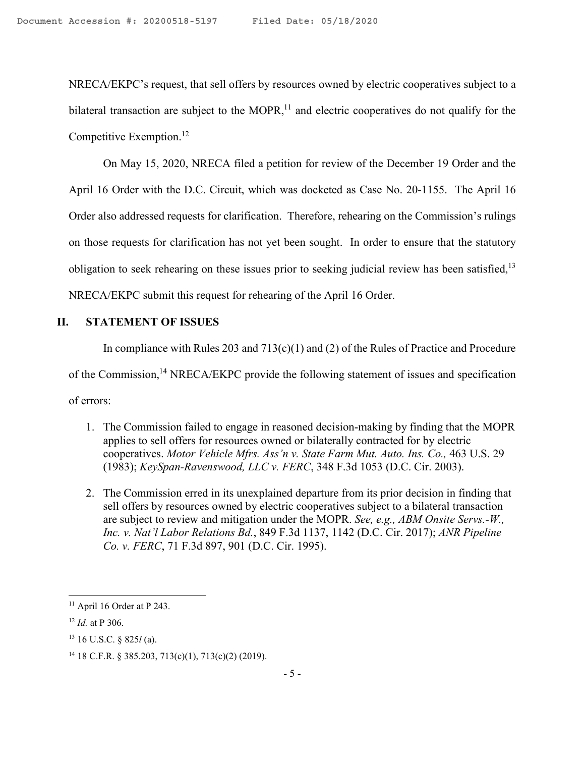NRECA/EKPC's request, that sell offers by resources owned by electric cooperatives subject to a bilateral transaction are subject to the MOPR,[11] and electric cooperatives do not qualify for the Competitive Exemption.[12]

On May 15, 2020, NRECA filed a petition for review of the December 19 Order and the April 16 Order with the D.C. Circuit, which was docketed as Case No. 20-1155. The April 16 Order also addressed requests for clarification. Therefore, rehearing on the Commission's rulings on those requests for clarification has not yet been sought. In order to ensure that the statutory obligation to seek rehearing on these issues prior to seeking judicial review has been satisfied,[13] NRECA/EKPC submit this request for rehearing of the April 16 Order.

## II. STATEMENT OF ISSUES

In compliance with Rules 203 and 713(c)(1) and (2) of the Rules of Practice and Procedure of the Commission,[14] NRECA/EKPC provide the following statement of issues and specification of errors:

1. The Commission failed to engage in reasoned decision-making by finding that the MOPR applies to sell offers for resources owned or bilaterally contracted for by electric cooperatives. *Motor Vehicle Mfrs. Ass'n v. State Farm Mut. Auto. Ins. Co.,* 463 U.S. 29 (1983); *KeySpan-Ravenswood, LLC v. FERC*, 348 F.3d 1053 (D.C. Cir. 2003).

2. The Commission erred in its unexplained departure from its prior decision in finding that sell offers by resources owned by electric cooperatives subject to a bilateral transaction are subject to review and mitigation under the MOPR. *See, e.g., ABM Onsite Servs.-W., Inc. v. Nat'l Labor Relations Bd.*, 849 F.3d 1137, 1142 (D.C. Cir. 2017); *ANR Pipeline Co. v. FERC*, 71 F.3d 897, 901 (D.C. Cir. 1995).

---

[11] April 16 Order at P 243.

[12] *Id.* at P 306.

[13] 16 U.S.C. § 825*l* (a).

[14] 18 C.F.R. § 385.203, 713(c)(1), 713(c)(2) (2019).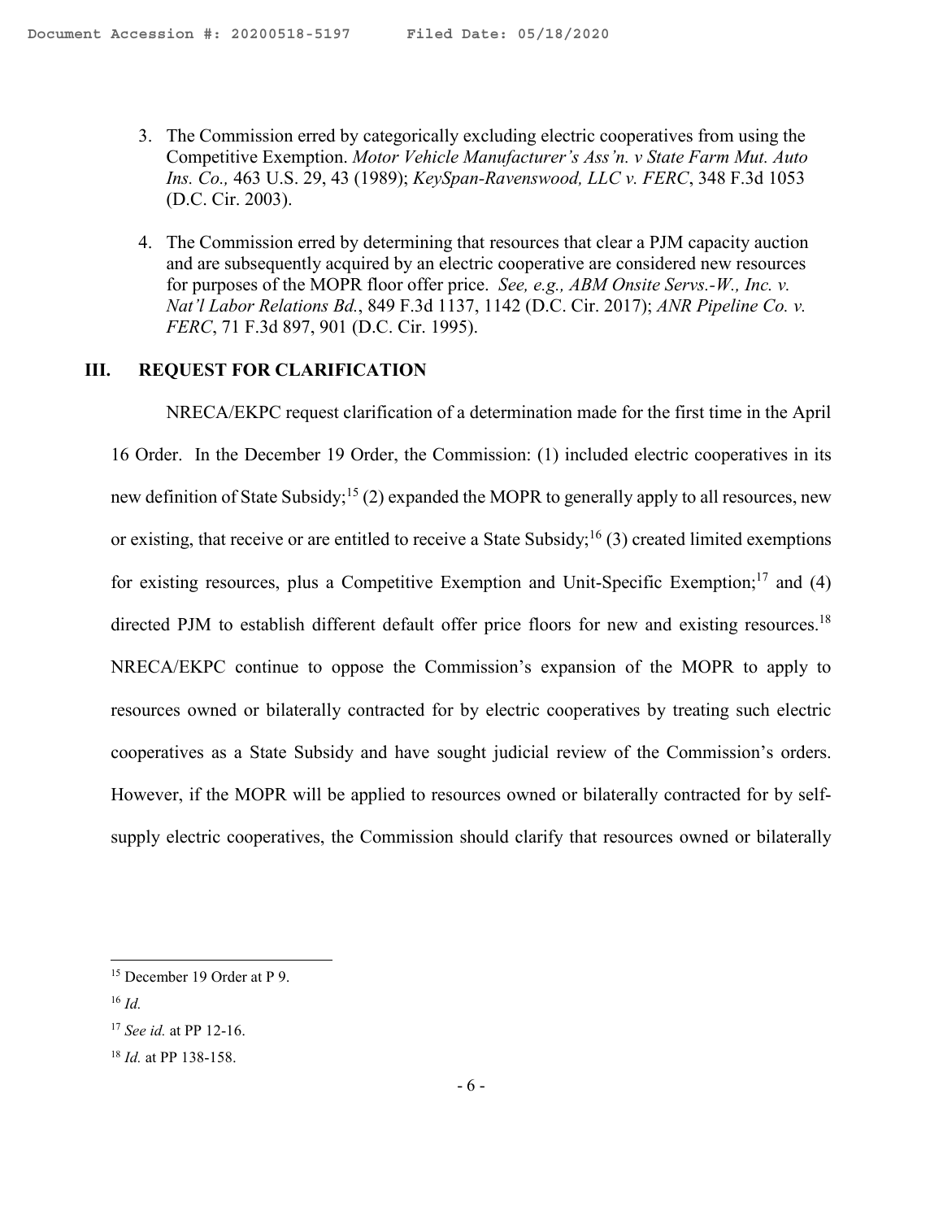3. The Commission erred by categorically excluding electric cooperatives from using the Competitive Exemption. *Motor Vehicle Manufacturer's Ass'n. v State Farm Mut. Auto Ins. Co.,* 463 U.S. 29, 43 (1989); *KeySpan-Ravenswood, LLC v. FERC*, 348 F.3d 1053 (D.C. Cir. 2003).

4. The Commission erred by determining that resources that clear a PJM capacity auction and are subsequently acquired by an electric cooperative are considered new resources for purposes of the MOPR floor offer price. *See, e.g., ABM Onsite Servs.-W., Inc. v. Nat'l Labor Relations Bd.*, 849 F.3d 1137, 1142 (D.C. Cir. 2017); *ANR Pipeline Co. v. FERC*, 71 F.3d 897, 901 (D.C. Cir. 1995).

## III. REQUEST FOR CLARIFICATION

NRECA/EKPC request clarification of a determination made for the first time in the April 16 Order. In the December 19 Order, the Commission: (1) included electric cooperatives in its new definition of State Subsidy;[15] (2) expanded the MOPR to generally apply to all resources, new or existing, that receive or are entitled to receive a State Subsidy;[16] (3) created limited exemptions for existing resources, plus a Competitive Exemption and Unit-Specific Exemption;[17] and (4) directed PJM to establish different default offer price floors for new and existing resources.[18] NRECA/EKPC continue to oppose the Commission's expansion of the MOPR to apply to resources owned or bilaterally contracted for by electric cooperatives by treating such electric cooperatives as a State Subsidy and have sought judicial review of the Commission's orders. However, if the MOPR will be applied to resources owned or bilaterally contracted for by self-supply electric cooperatives, the Commission should clarify that resources owned or bilaterally

---

[15] December 19 Order at P 9.

[16] *Id.*

[17] *See id.* at PP 12-16.

[18] *Id.* at PP 138-158.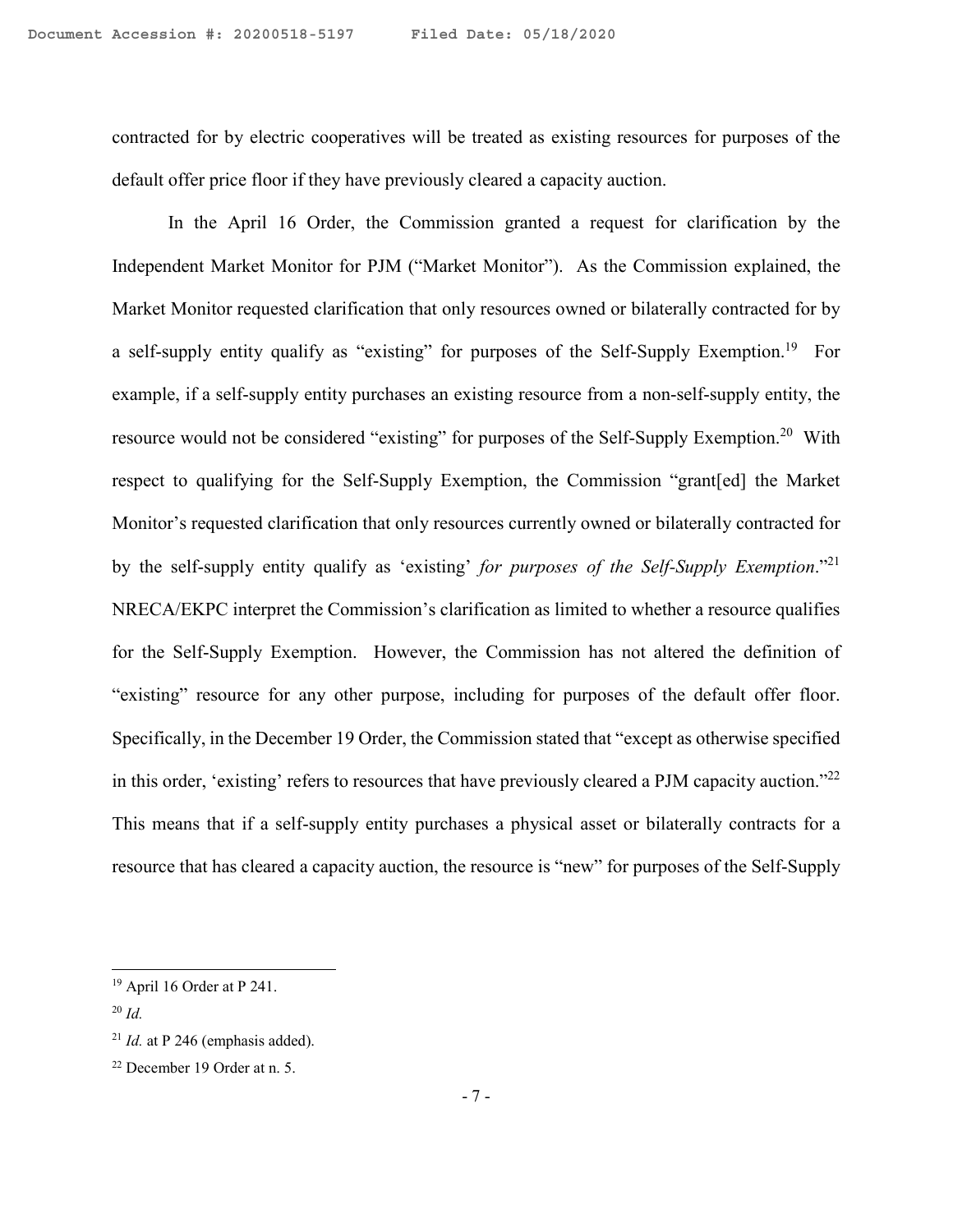contracted for by electric cooperatives will be treated as existing resources for purposes of the default offer price floor if they have previously cleared a capacity auction.

In the April 16 Order, the Commission granted a request for clarification by the Independent Market Monitor for PJM ("Market Monitor"). As the Commission explained, the Market Monitor requested clarification that only resources owned or bilaterally contracted for by a self-supply entity qualify as "existing" for purposes of the Self-Supply Exemption.[19] For example, if a self-supply entity purchases an existing resource from a non-self-supply entity, the resource would not be considered "existing" for purposes of the Self-Supply Exemption.[20] With respect to qualifying for the Self-Supply Exemption, the Commission "grant[ed] the Market Monitor's requested clarification that only resources currently owned or bilaterally contracted for by the self-supply entity qualify as 'existing' *for purposes of the Self-Supply Exemption*."[21] NRECA/EKPC interpret the Commission's clarification as limited to whether a resource qualifies for the Self-Supply Exemption. However, the Commission has not altered the definition of "existing" resource for any other purpose, including for purposes of the default offer floor. Specifically, in the December 19 Order, the Commission stated that "except as otherwise specified in this order, 'existing' refers to resources that have previously cleared a PJM capacity auction."[22] This means that if a self-supply entity purchases a physical asset or bilaterally contracts for a resource that has cleared a capacity auction, the resource is "new" for purposes of the Self-Supply

---

[19] April 16 Order at P 241.

[20] *Id.*

[21] *Id.* at P 246 (emphasis added).

[22] December 19 Order at n. 5.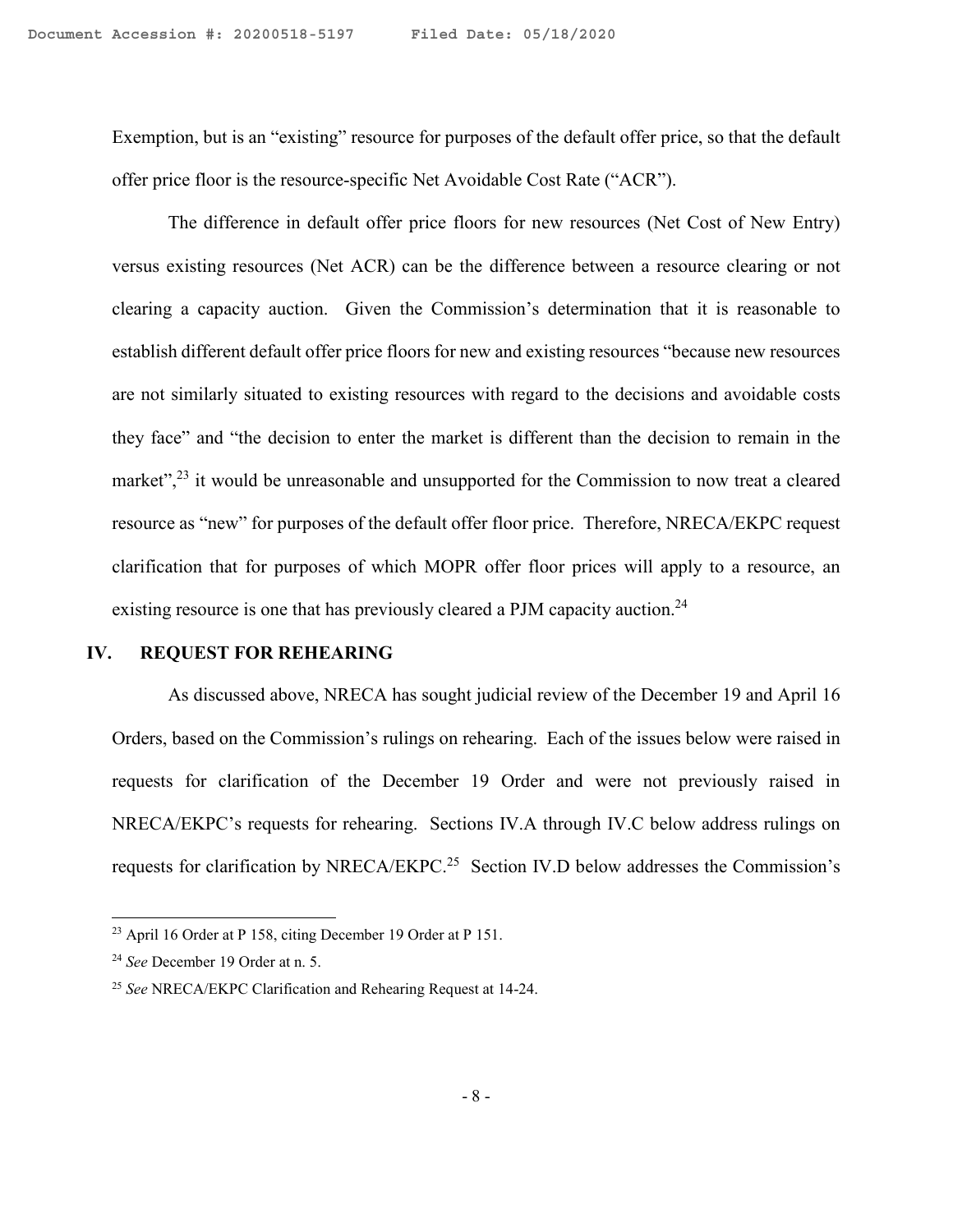Exemption, but is an "existing" resource for purposes of the default offer price, so that the default offer price floor is the resource-specific Net Avoidable Cost Rate ("ACR").

The difference in default offer price floors for new resources (Net Cost of New Entry) versus existing resources (Net ACR) can be the difference between a resource clearing or not clearing a capacity auction. Given the Commission's determination that it is reasonable to establish different default offer price floors for new and existing resources "because new resources are not similarly situated to existing resources with regard to the decisions and avoidable costs they face" and "the decision to enter the market is different than the decision to remain in the market",[23] it would be unreasonable and unsupported for the Commission to now treat a cleared resource as "new" for purposes of the default offer floor price. Therefore, NRECA/EKPC request clarification that for purposes of which MOPR offer floor prices will apply to a resource, an existing resource is one that has previously cleared a PJM capacity auction.[24]

## IV. REQUEST FOR REHEARING

As discussed above, NRECA has sought judicial review of the December 19 and April 16 Orders, based on the Commission's rulings on rehearing. Each of the issues below were raised in requests for clarification of the December 19 Order and were not previously raised in NRECA/EKPC's requests for rehearing. Sections IV.A through IV.C below address rulings on requests for clarification by NRECA/EKPC.[25] Section IV.D below addresses the Commission's

---

[23] April 16 Order at P 158, citing December 19 Order at P 151.

[24] *See* December 19 Order at n. 5.

[25] *See* NRECA/EKPC Clarification and Rehearing Request at 14-24.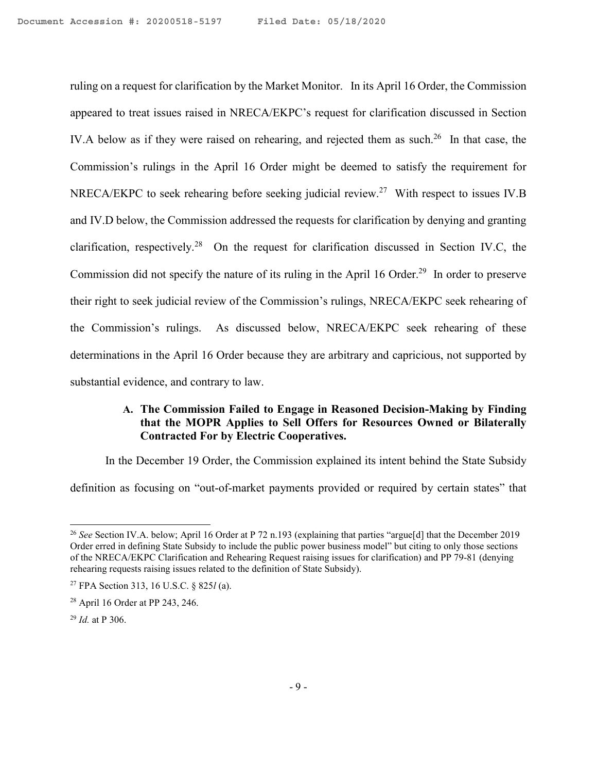ruling on a request for clarification by the Market Monitor. In its April 16 Order, the Commission appeared to treat issues raised in NRECA/EKPC's request for clarification discussed in Section IV.A below as if they were raised on rehearing, and rejected them as such.[26] In that case, the Commission's rulings in the April 16 Order might be deemed to satisfy the requirement for NRECA/EKPC to seek rehearing before seeking judicial review.[27] With respect to issues IV.B and IV.D below, the Commission addressed the requests for clarification by denying and granting clarification, respectively.[28] On the request for clarification discussed in Section IV.C, the Commission did not specify the nature of its ruling in the April 16 Order.[29] In order to preserve their right to seek judicial review of the Commission's rulings, NRECA/EKPC seek rehearing of the Commission's rulings. As discussed below, NRECA/EKPC seek rehearing of these determinations in the April 16 Order because they are arbitrary and capricious, not supported by substantial evidence, and contrary to law.

### A. The Commission Failed to Engage in Reasoned Decision-Making by Finding that the MOPR Applies to Sell Offers for Resources Owned or Bilaterally Contracted For by Electric Cooperatives.

In the December 19 Order, the Commission explained its intent behind the State Subsidy definition as focusing on "out-of-market payments provided or required by certain states" that

---

[26] *See* Section IV.A. below; April 16 Order at P 72 n.193 (explaining that parties "argue[d] that the December 2019 Order erred in defining State Subsidy to include the public power business model" but citing to only those sections of the NRECA/EKPC Clarification and Rehearing Request raising issues for clarification) and PP 79-81 (denying rehearing requests raising issues related to the definition of State Subsidy).

[27] FPA Section 313, 16 U.S.C. § 825*l* (a).

[28] April 16 Order at PP 243, 246.

[29] *Id.* at P 306.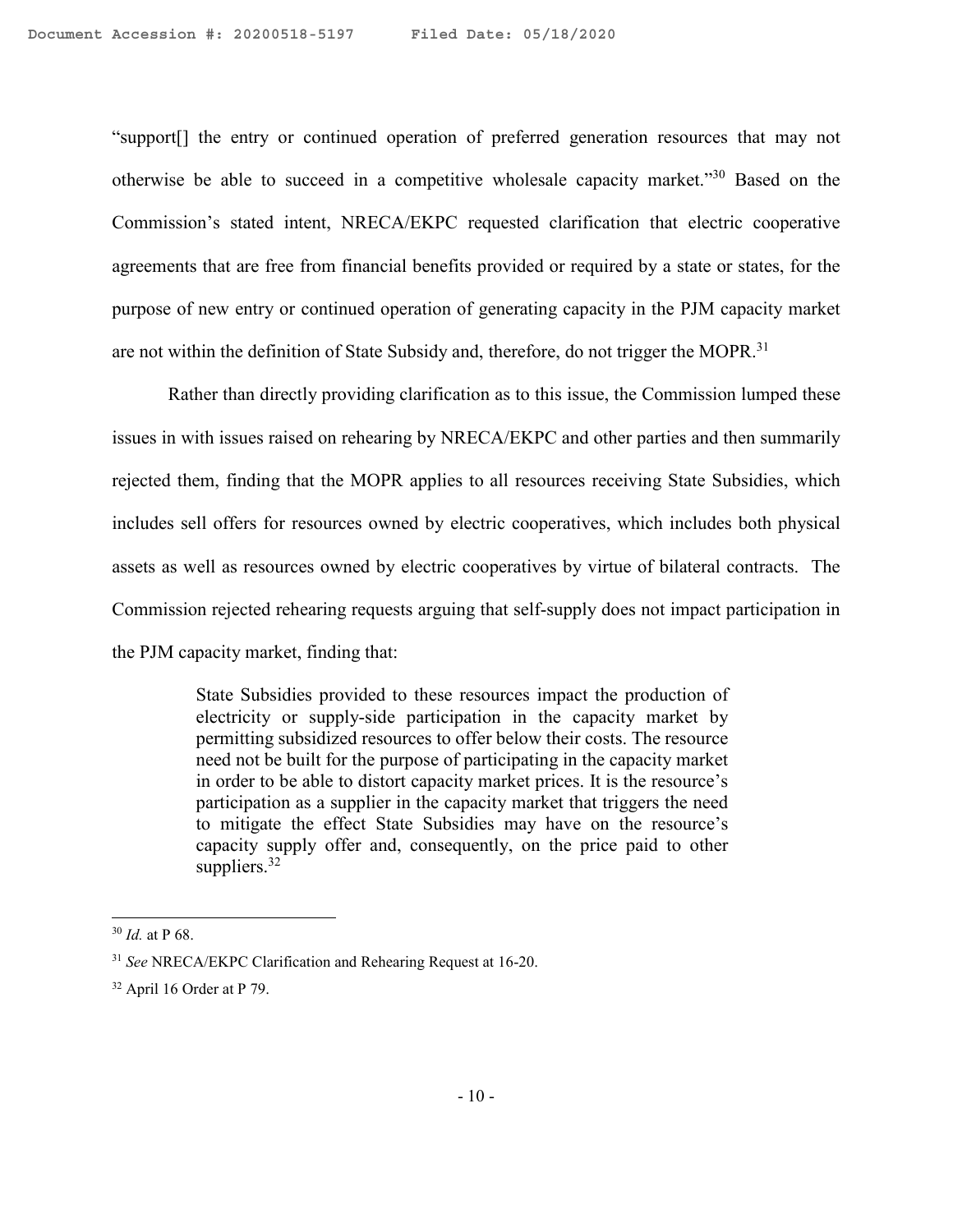"support[] the entry or continued operation of preferred generation resources that may not otherwise be able to succeed in a competitive wholesale capacity market."[30] Based on the Commission's stated intent, NRECA/EKPC requested clarification that electric cooperative agreements that are free from financial benefits provided or required by a state or states, for the purpose of new entry or continued operation of generating capacity in the PJM capacity market are not within the definition of State Subsidy and, therefore, do not trigger the MOPR.[31]

Rather than directly providing clarification as to this issue, the Commission lumped these issues in with issues raised on rehearing by NRECA/EKPC and other parties and then summarily rejected them, finding that the MOPR applies to all resources receiving State Subsidies, which includes sell offers for resources owned by electric cooperatives, which includes both physical assets as well as resources owned by electric cooperatives by virtue of bilateral contracts. The Commission rejected rehearing requests arguing that self-supply does not impact participation in the PJM capacity market, finding that:

> State Subsidies provided to these resources impact the production of electricity or supply-side participation in the capacity market by permitting subsidized resources to offer below their costs. The resource need not be built for the purpose of participating in the capacity market in order to be able to distort capacity market prices. It is the resource's participation as a supplier in the capacity market that triggers the need to mitigate the effect State Subsidies may have on the resource's capacity supply offer and, consequently, on the price paid to other suppliers.[32]

---

[30] *Id.* at P 68.

[31] *See* NRECA/EKPC Clarification and Rehearing Request at 16-20.

[32] April 16 Order at P 79.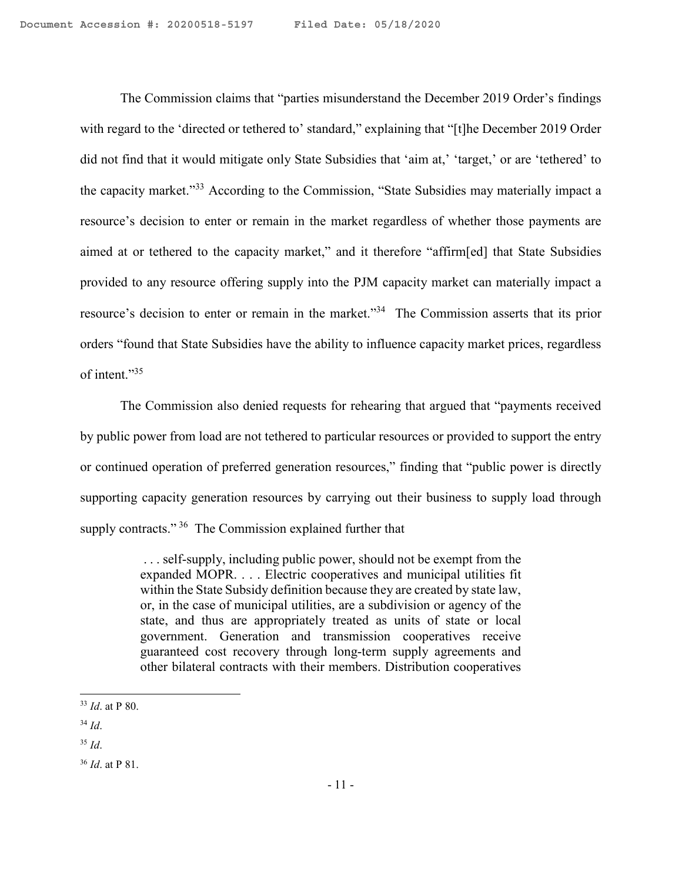The Commission claims that "parties misunderstand the December 2019 Order's findings with regard to the 'directed or tethered to' standard," explaining that "[t]he December 2019 Order did not find that it would mitigate only State Subsidies that 'aim at,' 'target,' or are 'tethered' to the capacity market."[33] According to the Commission, "State Subsidies may materially impact a resource's decision to enter or remain in the market regardless of whether those payments are aimed at or tethered to the capacity market," and it therefore "affirm[ed] that State Subsidies provided to any resource offering supply into the PJM capacity market can materially impact a resource's decision to enter or remain in the market."[34] The Commission asserts that its prior orders "found that State Subsidies have the ability to influence capacity market prices, regardless of intent."[35]

The Commission also denied requests for rehearing that argued that "payments received by public power from load are not tethered to particular resources or provided to support the entry or continued operation of preferred generation resources," finding that "public power is directly supporting capacity generation resources by carrying out their business to supply load through supply contracts."[36] The Commission explained further that

> . . . self-supply, including public power, should not be exempt from the expanded MOPR. . . . Electric cooperatives and municipal utilities fit within the State Subsidy definition because they are created by state law, or, in the case of municipal utilities, are a subdivision or agency of the state, and thus are appropriately treated as units of state or local government. Generation and transmission cooperatives receive guaranteed cost recovery through long-term supply agreements and other bilateral contracts with their members. Distribution cooperatives

---

[33] *Id*. at P 80.

[34] *Id*.

[35] *Id*.

[36] *Id*. at P 81.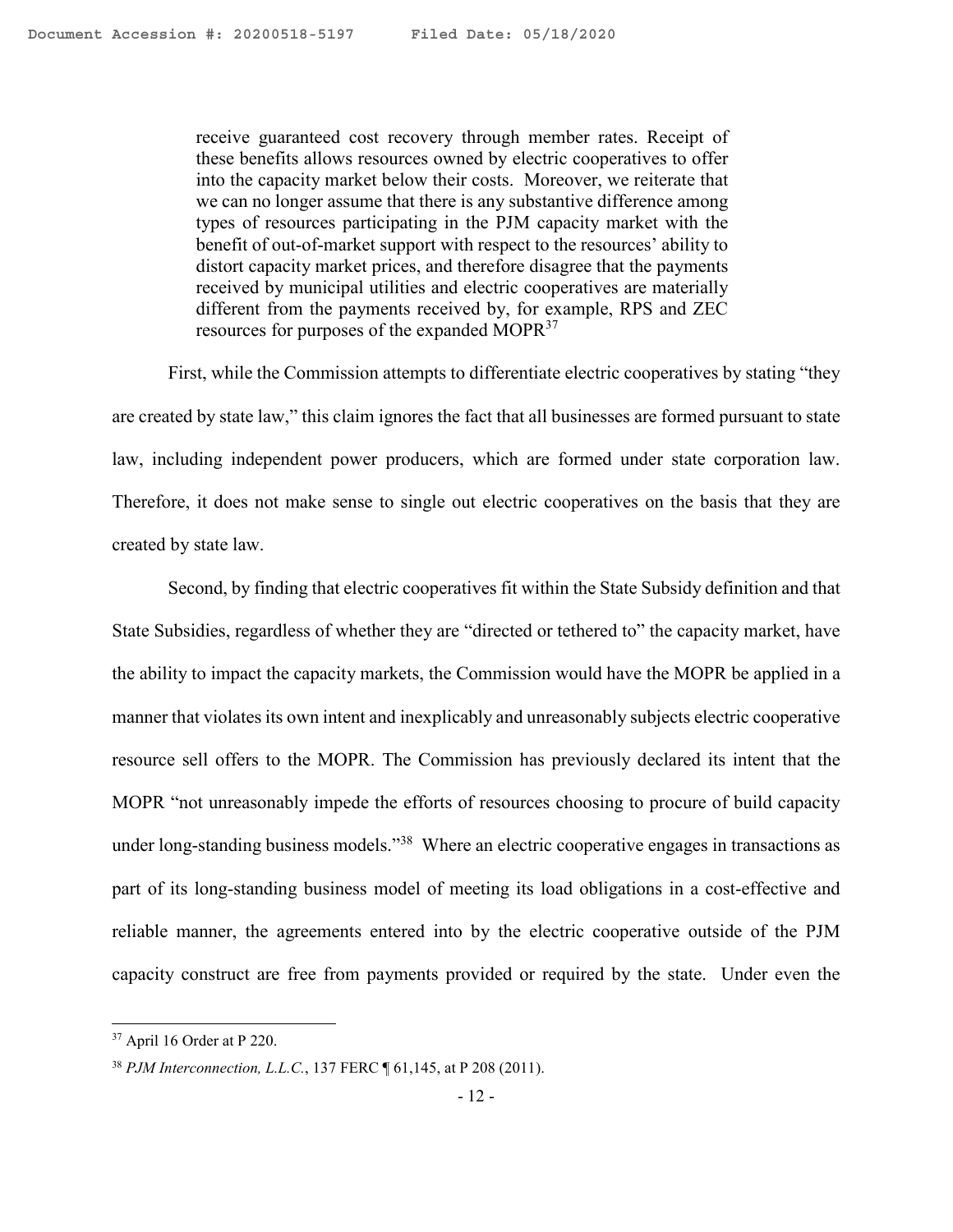> receive guaranteed cost recovery through member rates. Receipt of these benefits allows resources owned by electric cooperatives to offer into the capacity market below their costs. Moreover, we reiterate that we can no longer assume that there is any substantive difference among types of resources participating in the PJM capacity market with the benefit of out-of-market support with respect to the resources' ability to distort capacity market prices, and therefore disagree that the payments received by municipal utilities and electric cooperatives are materially different from the payments received by, for example, RPS and ZEC resources for purposes of the expanded MOPR[37]

First, while the Commission attempts to differentiate electric cooperatives by stating "they are created by state law," this claim ignores the fact that all businesses are formed pursuant to state law, including independent power producers, which are formed under state corporation law. Therefore, it does not make sense to single out electric cooperatives on the basis that they are created by state law.

Second, by finding that electric cooperatives fit within the State Subsidy definition and that State Subsidies, regardless of whether they are "directed or tethered to" the capacity market, have the ability to impact the capacity markets, the Commission would have the MOPR be applied in a manner that violates its own intent and inexplicably and unreasonably subjects electric cooperative resource sell offers to the MOPR. The Commission has previously declared its intent that the MOPR "not unreasonably impede the efforts of resources choosing to procure of build capacity under long-standing business models."[38] Where an electric cooperative engages in transactions as part of its long-standing business model of meeting its load obligations in a cost-effective and reliable manner, the agreements entered into by the electric cooperative outside of the PJM capacity construct are free from payments provided or required by the state. Under even the

[37] April 16 Order at P 220.

[38] *PJM Interconnection, L.L.C.*, 137 FERC ¶ 61,145, at P 208 (2011).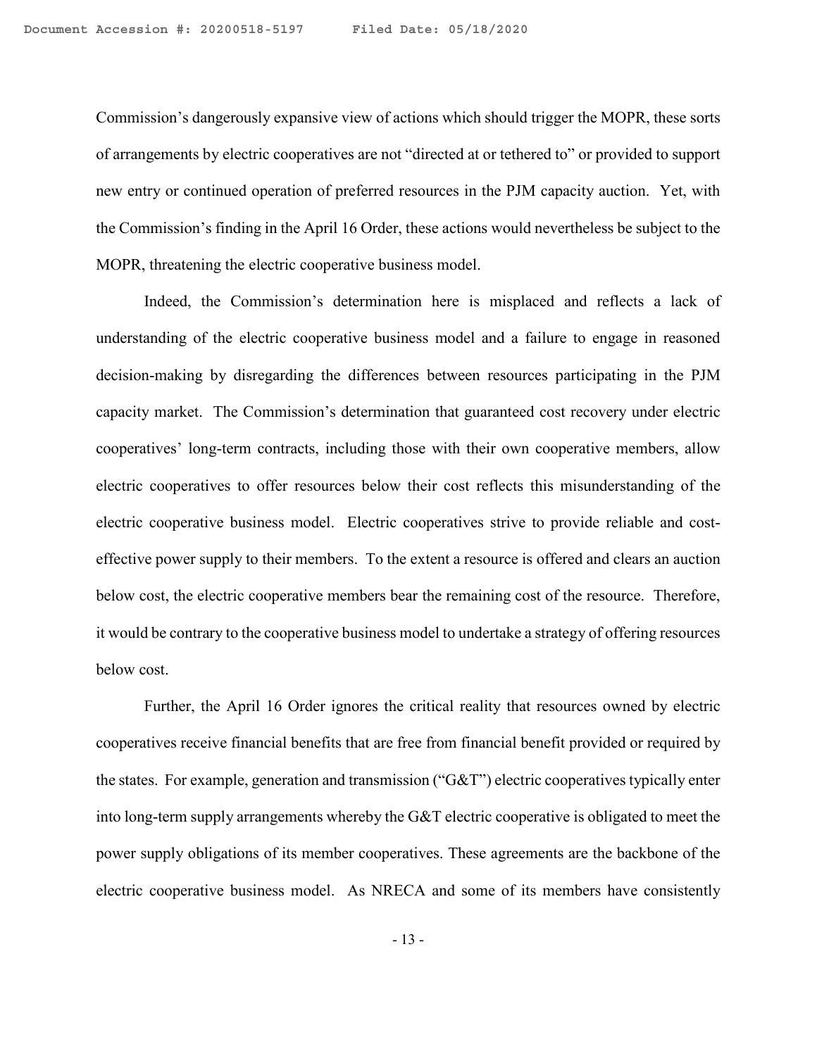Commission's dangerously expansive view of actions which should trigger the MOPR, these sorts of arrangements by electric cooperatives are not "directed at or tethered to" or provided to support new entry or continued operation of preferred resources in the PJM capacity auction. Yet, with the Commission's finding in the April 16 Order, these actions would nevertheless be subject to the MOPR, threatening the electric cooperative business model.

Indeed, the Commission's determination here is misplaced and reflects a lack of understanding of the electric cooperative business model and a failure to engage in reasoned decision-making by disregarding the differences between resources participating in the PJM capacity market. The Commission's determination that guaranteed cost recovery under electric cooperatives' long-term contracts, including those with their own cooperative members, allow electric cooperatives to offer resources below their cost reflects this misunderstanding of the electric cooperative business model. Electric cooperatives strive to provide reliable and cost-effective power supply to their members. To the extent a resource is offered and clears an auction below cost, the electric cooperative members bear the remaining cost of the resource. Therefore, it would be contrary to the cooperative business model to undertake a strategy of offering resources below cost.

Further, the April 16 Order ignores the critical reality that resources owned by electric cooperatives receive financial benefits that are free from financial benefit provided or required by the states. For example, generation and transmission ("G&T") electric cooperatives typically enter into long-term supply arrangements whereby the G&T electric cooperative is obligated to meet the power supply obligations of its member cooperatives. These agreements are the backbone of the electric cooperative business model. As NRECA and some of its members have consistently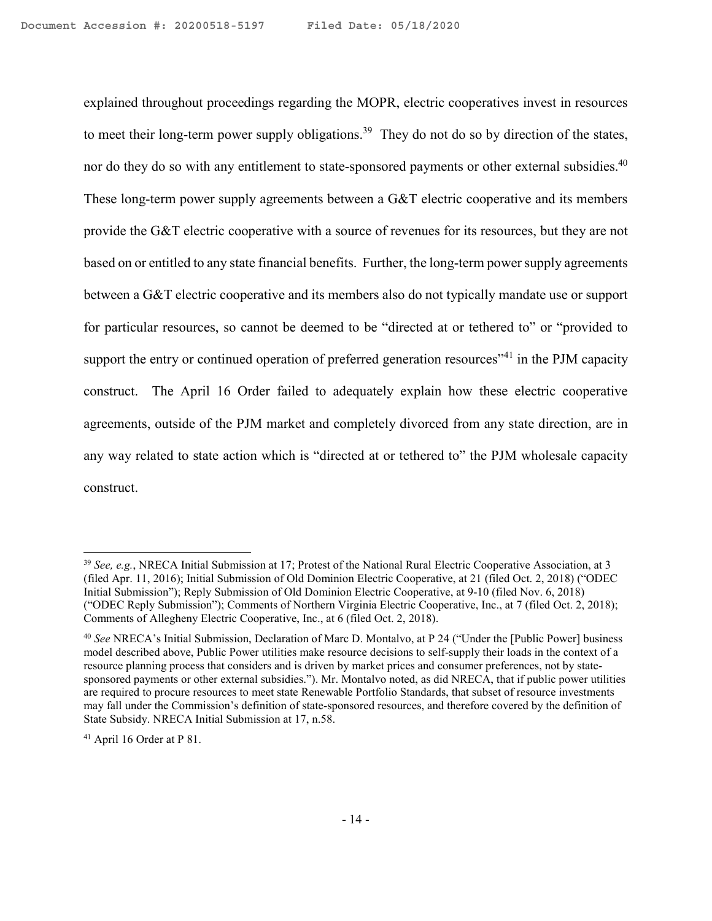explained throughout proceedings regarding the MOPR, electric cooperatives invest in resources to meet their long-term power supply obligations.[39] They do not do so by direction of the states, nor do they do so with any entitlement to state-sponsored payments or other external subsidies.[40] These long-term power supply agreements between a G&T electric cooperative and its members provide the G&T electric cooperative with a source of revenues for its resources, but they are not based on or entitled to any state financial benefits. Further, the long-term power supply agreements between a G&T electric cooperative and its members also do not typically mandate use or support for particular resources, so cannot be deemed to be "directed at or tethered to" or "provided to support the entry or continued operation of preferred generation resources"[41] in the PJM capacity construct. The April 16 Order failed to adequately explain how these electric cooperative agreements, outside of the PJM market and completely divorced from any state direction, are in any way related to state action which is "directed at or tethered to" the PJM wholesale capacity construct.

---

[39] *See, e.g.*, NRECA Initial Submission at 17; Protest of the National Rural Electric Cooperative Association, at 3 (filed Apr. 11, 2016); Initial Submission of Old Dominion Electric Cooperative, at 21 (filed Oct. 2, 2018) ("ODEC Initial Submission"); Reply Submission of Old Dominion Electric Cooperative, at 9-10 (filed Nov. 6, 2018) ("ODEC Reply Submission"); Comments of Northern Virginia Electric Cooperative, Inc., at 7 (filed Oct. 2, 2018); Comments of Allegheny Electric Cooperative, Inc., at 6 (filed Oct. 2, 2018).

[40] *See* NRECA's Initial Submission, Declaration of Marc D. Montalvo, at P 24 ("Under the [Public Power] business model described above, Public Power utilities make resource decisions to self-supply their loads in the context of a resource planning process that considers and is driven by market prices and consumer preferences, not by state-sponsored payments or other external subsidies."). Mr. Montalvo noted, as did NRECA, that if public power utilities are required to procure resources to meet state Renewable Portfolio Standards, that subset of resource investments may fall under the Commission's definition of state-sponsored resources, and therefore covered by the definition of State Subsidy. NRECA Initial Submission at 17, n.58.

[41] April 16 Order at P 81.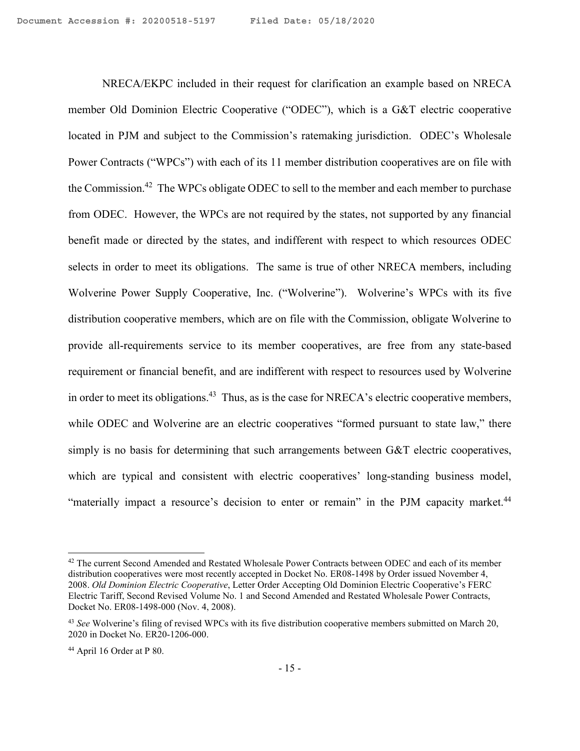NRECA/EKPC included in their request for clarification an example based on NRECA member Old Dominion Electric Cooperative ("ODEC"), which is a G&T electric cooperative located in PJM and subject to the Commission's ratemaking jurisdiction. ODEC's Wholesale Power Contracts ("WPCs") with each of its 11 member distribution cooperatives are on file with the Commission.[42] The WPCs obligate ODEC to sell to the member and each member to purchase from ODEC. However, the WPCs are not required by the states, not supported by any financial benefit made or directed by the states, and indifferent with respect to which resources ODEC selects in order to meet its obligations. The same is true of other NRECA members, including Wolverine Power Supply Cooperative, Inc. ("Wolverine"). Wolverine's WPCs with its five distribution cooperative members, which are on file with the Commission, obligate Wolverine to provide all-requirements service to its member cooperatives, are free from any state-based requirement or financial benefit, and are indifferent with respect to resources used by Wolverine in order to meet its obligations.[43] Thus, as is the case for NRECA's electric cooperative members, while ODEC and Wolverine are an electric cooperatives "formed pursuant to state law," there simply is no basis for determining that such arrangements between G&T electric cooperatives, which are typical and consistent with electric cooperatives' long-standing business model, "materially impact a resource's decision to enter or remain" in the PJM capacity market.[44]

---

[42] The current Second Amended and Restated Wholesale Power Contracts between ODEC and each of its member distribution cooperatives were most recently accepted in Docket No. ER08-1498 by Order issued November 4, 2008. *Old Dominion Electric Cooperative*, Letter Order Accepting Old Dominion Electric Cooperative's FERC Electric Tariff, Second Revised Volume No. 1 and Second Amended and Restated Wholesale Power Contracts, Docket No. ER08-1498-000 (Nov. 4, 2008).

[43] *See* Wolverine's filing of revised WPCs with its five distribution cooperative members submitted on March 20, 2020 in Docket No. ER20-1206-000.

[44] April 16 Order at P 80.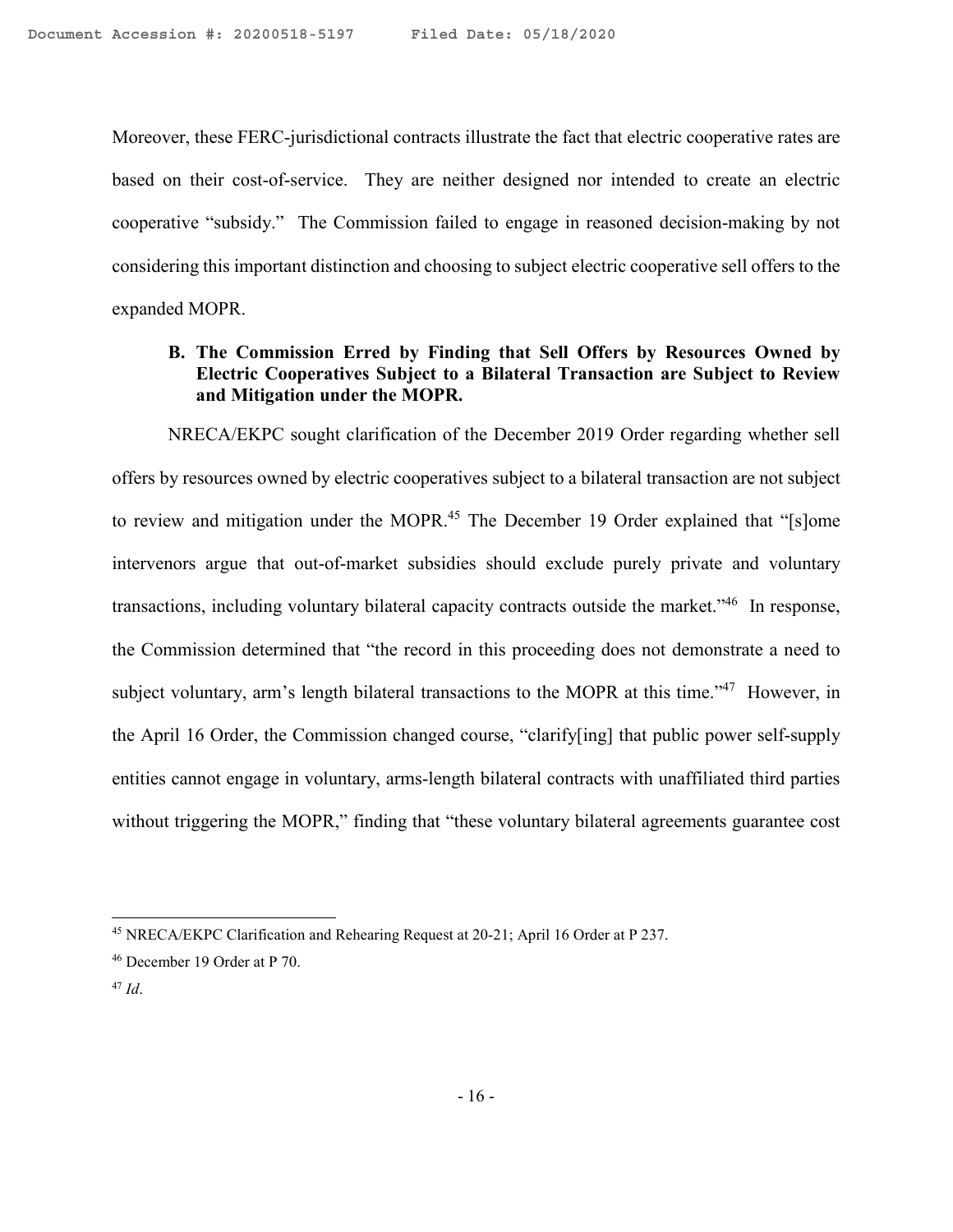Moreover, these FERC-jurisdictional contracts illustrate the fact that electric cooperative rates are based on their cost-of-service. They are neither designed nor intended to create an electric cooperative "subsidy." The Commission failed to engage in reasoned decision-making by not considering this important distinction and choosing to subject electric cooperative sell offers to the expanded MOPR.

### B. The Commission Erred by Finding that Sell Offers by Resources Owned by Electric Cooperatives Subject to a Bilateral Transaction are Subject to Review and Mitigation under the MOPR.

NRECA/EKPC sought clarification of the December 2019 Order regarding whether sell offers by resources owned by electric cooperatives subject to a bilateral transaction are not subject to review and mitigation under the MOPR.[45] The December 19 Order explained that "[s]ome intervenors argue that out-of-market subsidies should exclude purely private and voluntary transactions, including voluntary bilateral capacity contracts outside the market."[46] In response, the Commission determined that "the record in this proceeding does not demonstrate a need to subject voluntary, arm's length bilateral transactions to the MOPR at this time."[47] However, in the April 16 Order, the Commission changed course, "clarify[ing] that public power self-supply entities cannot engage in voluntary, arms-length bilateral contracts with unaffiliated third parties without triggering the MOPR," finding that "these voluntary bilateral agreements guarantee cost

---

[45] NRECA/EKPC Clarification and Rehearing Request at 20-21; April 16 Order at P 237.

[46] December 19 Order at P 70.

[47] *Id*.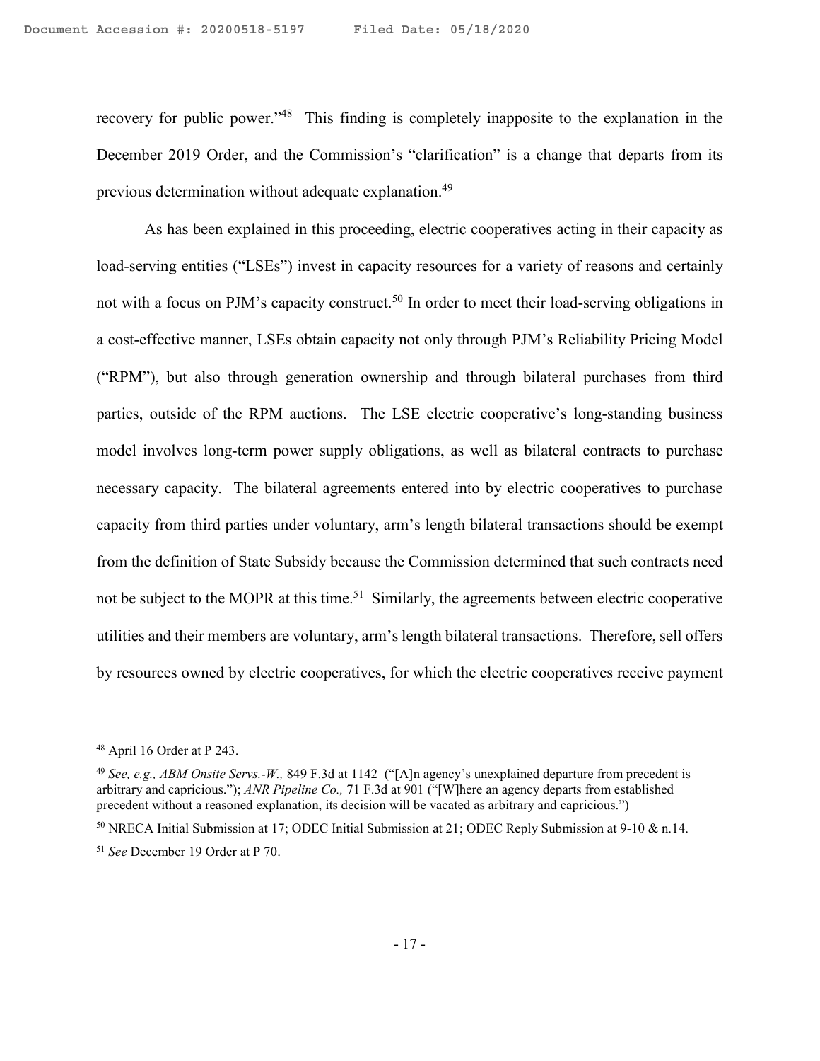recovery for public power."[48] This finding is completely inapposite to the explanation in the December 2019 Order, and the Commission's "clarification" is a change that departs from its previous determination without adequate explanation.[49]

As has been explained in this proceeding, electric cooperatives acting in their capacity as load-serving entities ("LSEs") invest in capacity resources for a variety of reasons and certainly not with a focus on PJM's capacity construct.[50] In order to meet their load-serving obligations in a cost-effective manner, LSEs obtain capacity not only through PJM's Reliability Pricing Model ("RPM"), but also through generation ownership and through bilateral purchases from third parties, outside of the RPM auctions. The LSE electric cooperative's long-standing business model involves long-term power supply obligations, as well as bilateral contracts to purchase necessary capacity. The bilateral agreements entered into by electric cooperatives to purchase capacity from third parties under voluntary, arm's length bilateral transactions should be exempt from the definition of State Subsidy because the Commission determined that such contracts need not be subject to the MOPR at this time.[51] Similarly, the agreements between electric cooperative utilities and their members are voluntary, arm's length bilateral transactions. Therefore, sell offers by resources owned by electric cooperatives, for which the electric cooperatives receive payment

---

[48] April 16 Order at P 243.

[49] *See, e.g., ABM Onsite Servs.-W.,* 849 F.3d at 1142 ("[A]n agency's unexplained departure from precedent is arbitrary and capricious."); *ANR Pipeline Co.,* 71 F.3d at 901 ("[W]here an agency departs from established precedent without a reasoned explanation, its decision will be vacated as arbitrary and capricious.")

[50] NRECA Initial Submission at 17; ODEC Initial Submission at 21; ODEC Reply Submission at 9-10 & n.14.

[51] *See* December 19 Order at P 70.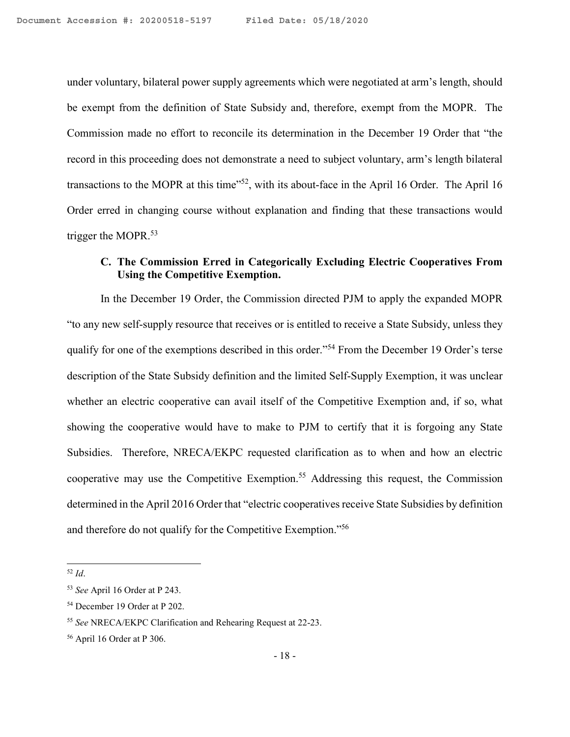under voluntary, bilateral power supply agreements which were negotiated at arm's length, should be exempt from the definition of State Subsidy and, therefore, exempt from the MOPR. The Commission made no effort to reconcile its determination in the December 19 Order that "the record in this proceeding does not demonstrate a need to subject voluntary, arm's length bilateral transactions to the MOPR at this time"[52], with its about-face in the April 16 Order. The April 16 Order erred in changing course without explanation and finding that these transactions would trigger the MOPR.[53]

### C. The Commission Erred in Categorically Excluding Electric Cooperatives From Using the Competitive Exemption.

In the December 19 Order, the Commission directed PJM to apply the expanded MOPR "to any new self-supply resource that receives or is entitled to receive a State Subsidy, unless they qualify for one of the exemptions described in this order."[54] From the December 19 Order's terse description of the State Subsidy definition and the limited Self-Supply Exemption, it was unclear whether an electric cooperative can avail itself of the Competitive Exemption and, if so, what showing the cooperative would have to make to PJM to certify that it is forgoing any State Subsidies. Therefore, NRECA/EKPC requested clarification as to when and how an electric cooperative may use the Competitive Exemption.[55] Addressing this request, the Commission determined in the April 2016 Order that "electric cooperatives receive State Subsidies by definition and therefore do not qualify for the Competitive Exemption."[56]

---

[52] *Id*.

[53] *See* April 16 Order at P 243.

[54] December 19 Order at P 202.

[55] *See* NRECA/EKPC Clarification and Rehearing Request at 22-23.

[56] April 16 Order at P 306.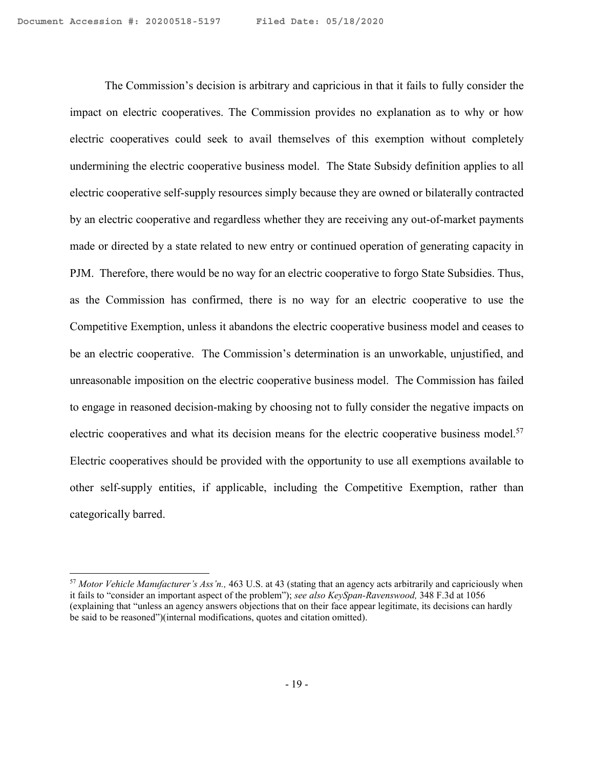The Commission's decision is arbitrary and capricious in that it fails to fully consider the impact on electric cooperatives. The Commission provides no explanation as to why or how electric cooperatives could seek to avail themselves of this exemption without completely undermining the electric cooperative business model. The State Subsidy definition applies to all electric cooperative self-supply resources simply because they are owned or bilaterally contracted by an electric cooperative and regardless whether they are receiving any out-of-market payments made or directed by a state related to new entry or continued operation of generating capacity in PJM. Therefore, there would be no way for an electric cooperative to forgo State Subsidies. Thus, as the Commission has confirmed, there is no way for an electric cooperative to use the Competitive Exemption, unless it abandons the electric cooperative business model and ceases to be an electric cooperative. The Commission's determination is an unworkable, unjustified, and unreasonable imposition on the electric cooperative business model. The Commission has failed to engage in reasoned decision-making by choosing not to fully consider the negative impacts on electric cooperatives and what its decision means for the electric cooperative business model.[57] Electric cooperatives should be provided with the opportunity to use all exemptions available to other self-supply entities, if applicable, including the Competitive Exemption, rather than categorically barred.

---

[57] *Motor Vehicle Manufacturer's Ass'n.,* 463 U.S. at 43 (stating that an agency acts arbitrarily and capriciously when it fails to "consider an important aspect of the problem"); *see also KeySpan-Ravenswood,* 348 F.3d at 1056 (explaining that "unless an agency answers objections that on their face appear legitimate, its decisions can hardly be said to be reasoned")(internal modifications, quotes and citation omitted).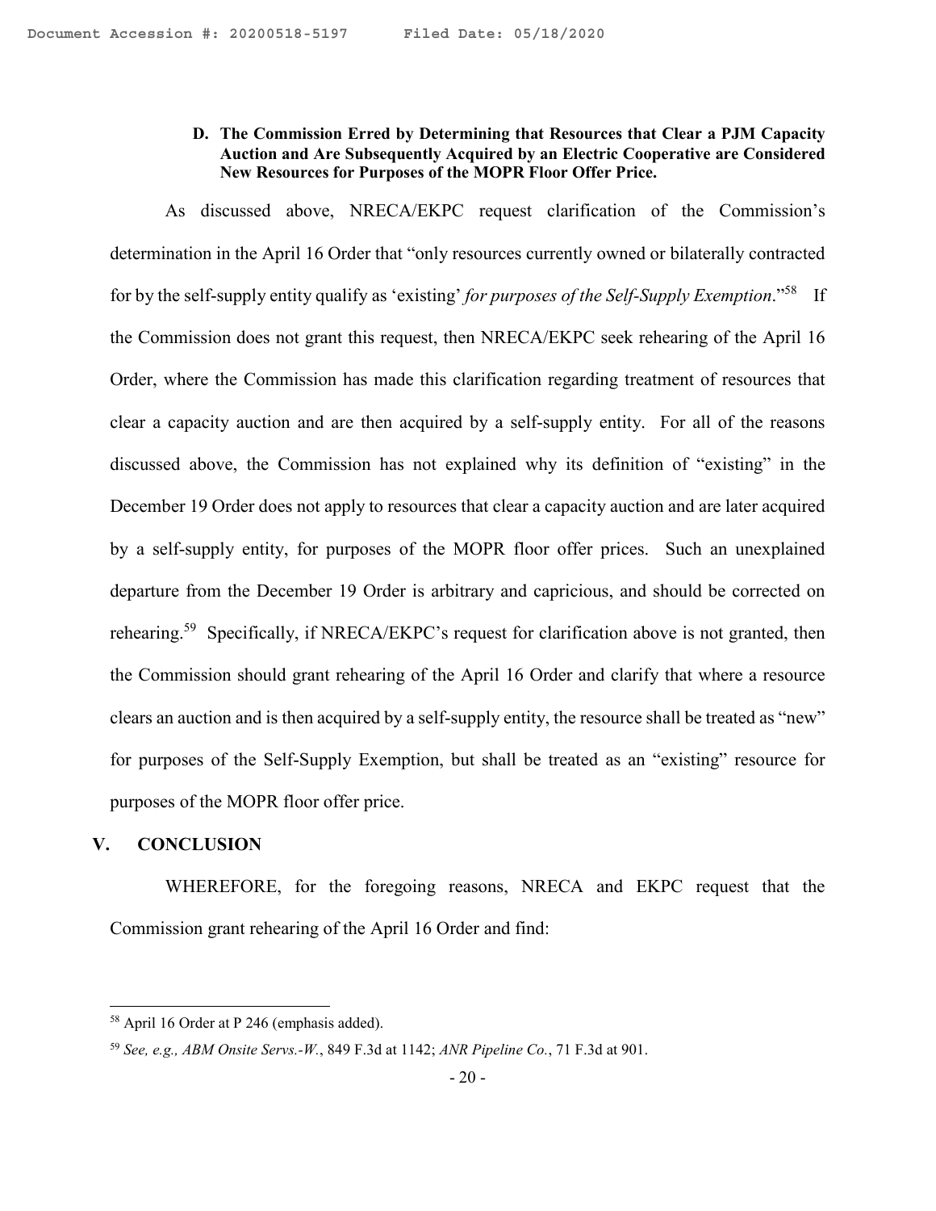### D. The Commission Erred by Determining that Resources that Clear a PJM Capacity Auction and Are Subsequently Acquired by an Electric Cooperative are Considered New Resources for Purposes of the MOPR Floor Offer Price.

As discussed above, NRECA/EKPC request clarification of the Commission's determination in the April 16 Order that "only resources currently owned or bilaterally contracted for by the self-supply entity qualify as 'existing' *for purposes of the Self-Supply Exemption*."[58] If the Commission does not grant this request, then NRECA/EKPC seek rehearing of the April 16 Order, where the Commission has made this clarification regarding treatment of resources that clear a capacity auction and are then acquired by a self-supply entity. For all of the reasons discussed above, the Commission has not explained why its definition of "existing" in the December 19 Order does not apply to resources that clear a capacity auction and are later acquired by a self-supply entity, for purposes of the MOPR floor offer prices. Such an unexplained departure from the December 19 Order is arbitrary and capricious, and should be corrected on rehearing.[59] Specifically, if NRECA/EKPC's request for clarification above is not granted, then the Commission should grant rehearing of the April 16 Order and clarify that where a resource clears an auction and is then acquired by a self-supply entity, the resource shall be treated as "new" for purposes of the Self-Supply Exemption, but shall be treated as an "existing" resource for purposes of the MOPR floor offer price.

## V. CONCLUSION

WHEREFORE, for the foregoing reasons, NRECA and EKPC request that the Commission grant rehearing of the April 16 Order and find:

---

[58] April 16 Order at P 246 (emphasis added).

[59] *See, e.g., ABM Onsite Servs.-W.*, 849 F.3d at 1142; *ANR Pipeline Co.*, 71 F.3d at 901.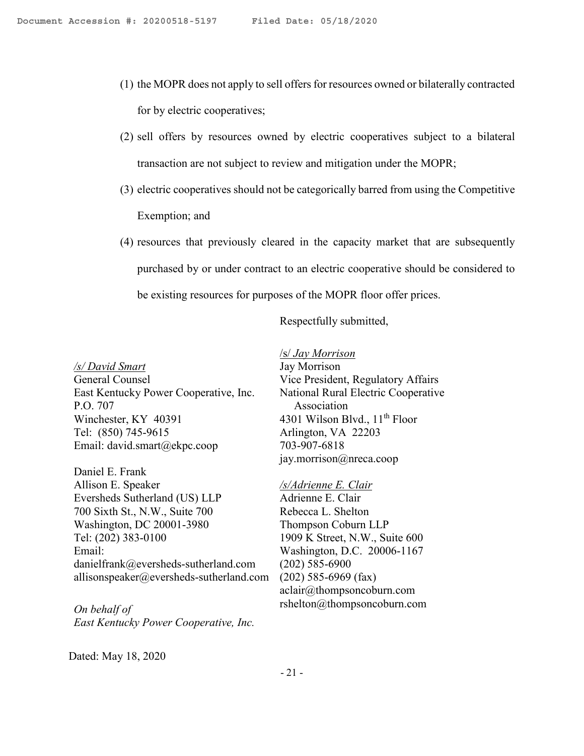(1) the MOPR does not apply to sell offers for resources owned or bilaterally contracted for by electric cooperatives;

(2) sell offers by resources owned by electric cooperatives subject to a bilateral transaction are not subject to review and mitigation under the MOPR;

(3) electric cooperatives should not be categorically barred from using the Competitive Exemption; and

(4) resources that previously cleared in the capacity market that are subsequently purchased by or under contract to an electric cooperative should be considered to be existing resources for purposes of the MOPR floor offer prices.

Respectfully submitted,

/s/ *Jay Morrison*
Jay Morrison
Vice President, Regulatory Affairs
National Rural Electric Cooperative Association
4301 Wilson Blvd., 11th Floor
Arlington, VA 22203
703-907-6818
jay.morrison@nreca.coop

*/s/Adrienne E. Clair*
Adrienne E. Clair
Rebecca L. Shelton
Thompson Coburn LLP
1909 K Street, N.W., Suite 600
Washington, D.C. 20006-1167
(202) 585-6900
(202) 585-6969 (fax)
aclair@thompsoncoburn.com
rshelton@thompsoncoburn.com

*/s/ David Smart*
General Counsel
East Kentucky Power Cooperative, Inc.
P.O. 707
Winchester, KY 40391
Tel: (850) 745-9615
Email: david.smart@ekpc.coop

Daniel E. Frank
Allison E. Speaker
Eversheds Sutherland (US) LLP
700 Sixth St., N.W., Suite 700
Washington, DC 20001-3980
Tel: (202) 383-0100
Email:
danielfrank@eversheds-sutherland.com
allisonspeaker@eversheds-sutherland.com

*On behalf of*
*East Kentucky Power Cooperative, Inc.*

Dated: May 18, 2020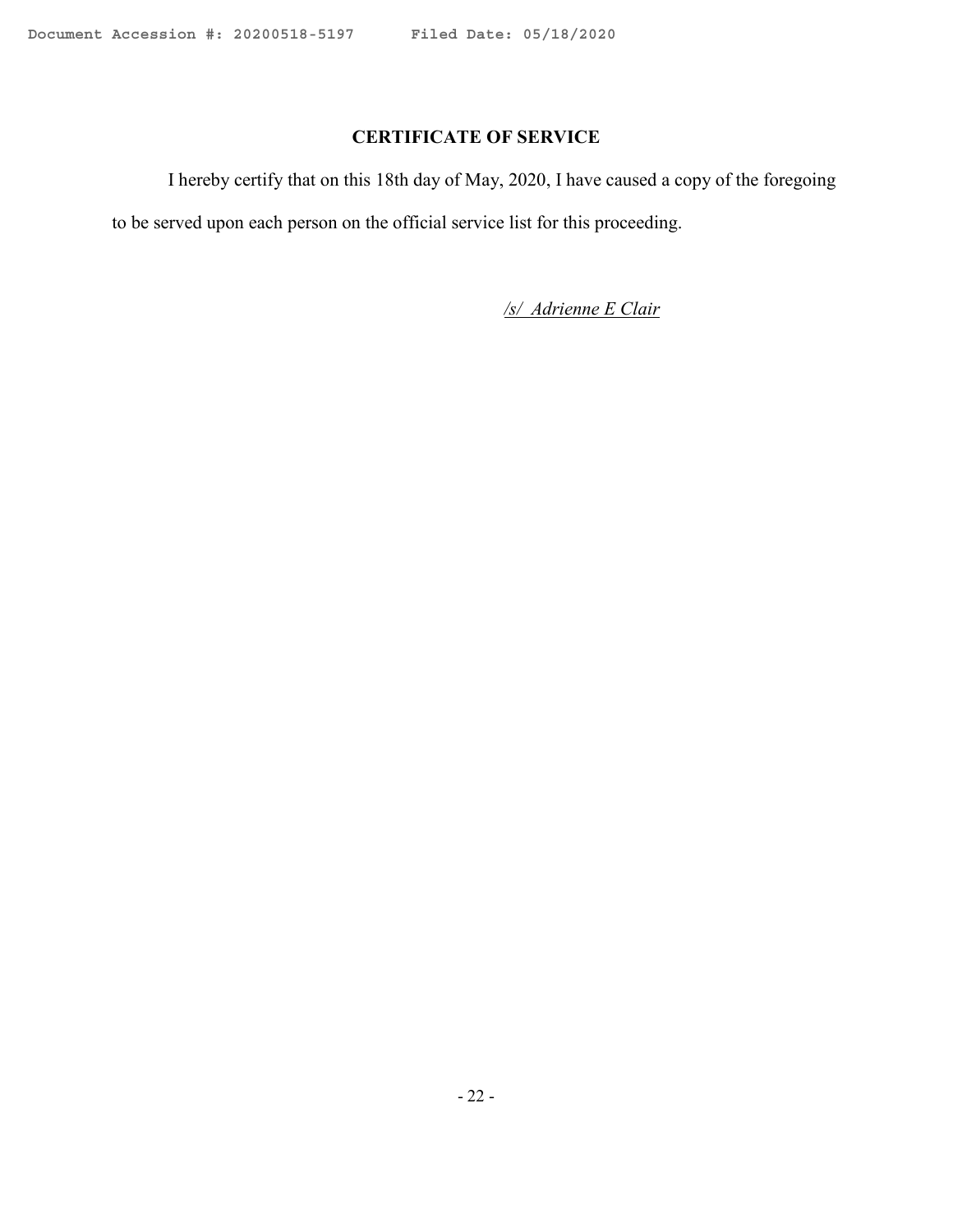## CERTIFICATE OF SERVICE

I hereby certify that on this 18th day of May, 2020, I have caused a copy of the foregoing to be served upon each person on the official service list for this proceeding.

*/s/ Adrienne E Clair*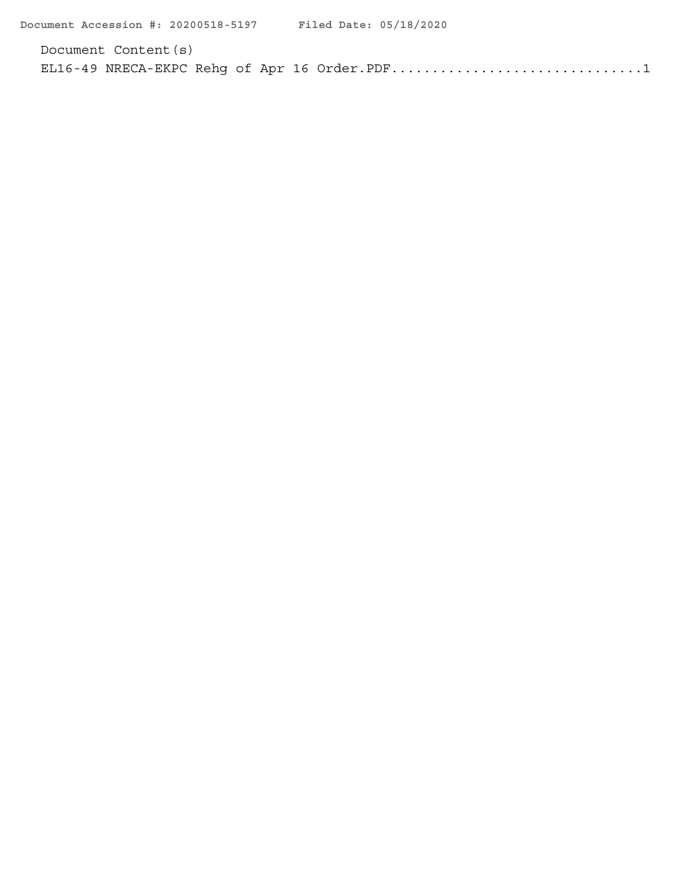Document Accession #: 20200518-5197      Filed Date: 05/18/2020

Document Content(s)

EL16-49 NRECA-EKPC Rehg of Apr 16 Order.PDF..............................1